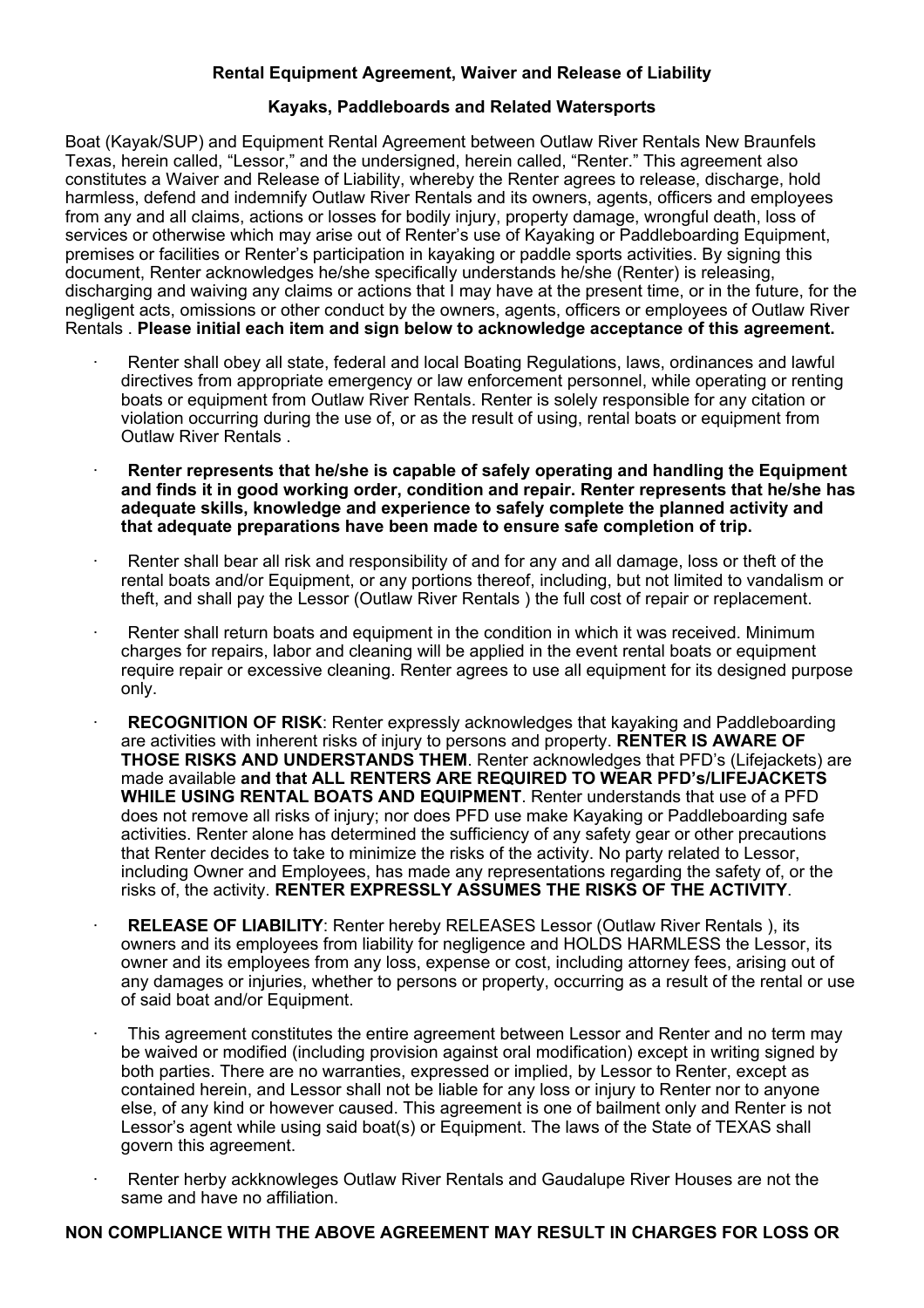**Rental Equipment Agreement, Waiver and Release of Liability**

**Kayaks, Paddleboards and Related Watersports**

Boat (Kayak/SUP) and Equipment Rental Agreement between Outlaw River Rentals New Braunfels Texas, herein called, "Lessor," and the undersigned, herein called, "Renter." This agreement also constitutes a Waiver and Release of Liability, whereby the Renter agrees to release, discharge, hold harmless, defend and indemnify Outlaw River Rentals and its owners, agents, officers and employees from any and all claims, actions or losses for bodily injury, property damage, wrongful death, loss of services or otherwise which may arise out of Renter's use of Kayaking or Paddleboarding Equipment, premises or facilities or Renter's participation in kayaking or paddle sports activities. By signing this document, Renter acknowledges he/she specifically understands he/she (Renter) is releasing, discharging and waiving any claims or actions that I may have at the present time, or in the future, for the negligent acts, omissions or other conduct by the owners, agents, officers or employees of Outlaw River Rentals . **Please initial each item and sign below to acknowledge acceptance of this agreement.**

- Renter shall obey all state, federal and local Boating Regulations, laws, ordinances and lawful directives from appropriate emergency or law enforcement personnel, while operating or renting boats or equipment from Outlaw River Rentals. Renter is solely responsible for any citation or violation occurring during the use of, or as the result of using, rental boats or equipment from Outlaw River Rentals .

- **Renter represents that he/she is capable of safely operating and handling the Equipment and finds it in good working order, condition and repair. Renter represents that he/she has adequate skills, knowledge and experience to safely complete the planned activity and that adequate preparations have been made to ensure safe completion of trip.**

- Renter shall bear all risk and responsibility of and for any and all damage, loss or theft of the rental boats and/or Equipment, or any portions thereof, including, but not limited to vandalism or theft, and shall pay the Lessor (Outlaw River Rentals ) the full cost of repair or replacement.

- Renter shall return boats and equipment in the condition in which it was received. Minimum charges for repairs, labor and cleaning will be applied in the event rental boats or equipment require repair or excessive cleaning. Renter agrees to use all equipment for its designed purpose only.

- **RECOGNITION OF RISK**: Renter expressly acknowledges that kayaking and Paddleboarding are activities with inherent risks of injury to persons and property. **RENTER IS AWARE OF THOSE RISKS AND UNDERSTANDS THEM**. Renter acknowledges that PFD's (Lifejackets) are made available **and that ALL RENTERS ARE REQUIRED TO WEAR PFD's/LIFEJACKETS WHILE USING RENTAL BOATS AND EQUIPMENT**. Renter understands that use of a PFD does not remove all risks of injury; nor does PFD use make Kayaking or Paddleboarding safe activities. Renter alone has determined the sufficiency of any safety gear or other precautions that Renter decides to take to minimize the risks of the activity. No party related to Lessor, including Owner and Employees, has made any representations regarding the safety of, or the risks of, the activity. **RENTER EXPRESSLY ASSUMES THE RISKS OF THE ACTIVITY**.

- **RELEASE OF LIABILITY**: Renter hereby RELEASES Lessor (Outlaw River Rentals ), its owners and its employees from liability for negligence and HOLDS HARMLESS the Lessor, its owner and its employees from any loss, expense or cost, including attorney fees, arising out of any damages or injuries, whether to persons or property, occurring as a result of the rental or use of said boat and/or Equipment.

- This agreement constitutes the entire agreement between Lessor and Renter and no term may be waived or modified (including provision against oral modification) except in writing signed by both parties. There are no warranties, expressed or implied, by Lessor to Renter, except as contained herein, and Lessor shall not be liable for any loss or injury to Renter nor to anyone else, of any kind or however caused. This agreement is one of bailment only and Renter is not Lessor's agent while using said boat(s) or Equipment. The laws of the State of TEXAS shall govern this agreement.

- Renter herby ackknowleges Outlaw River Rentals and Gaudalupe River Houses are not the same and have no affiliation.

**NON COMPLIANCE WITH THE ABOVE AGREEMENT MAY RESULT IN CHARGES FOR LOSS OR**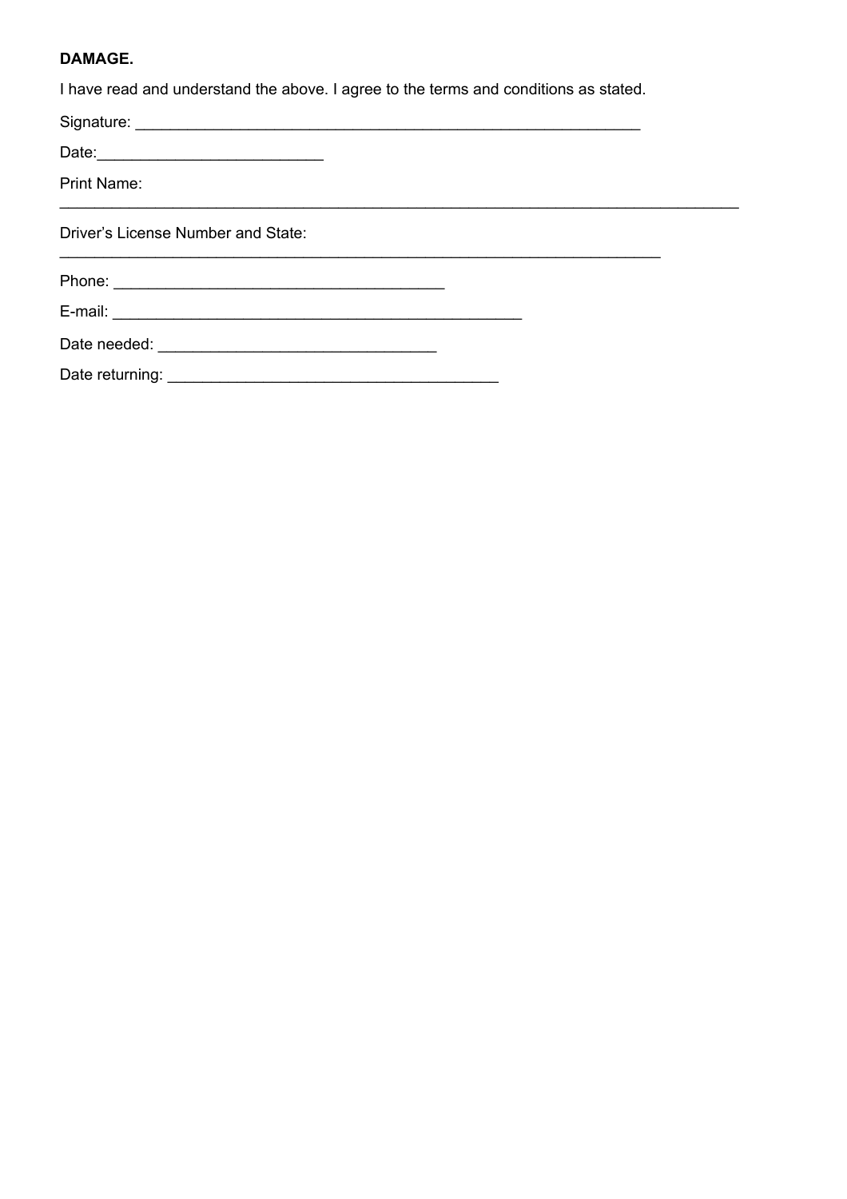**DAMAGE.**

I have read and understand the above. I agree to the terms and conditions as stated.

Signature: ____________________________________________________________

Date:__________________________

Print Name:

________________________________________________________________________________

Driver's License Number and State:

_______________________________________________________________________

Phone: ______________________________________

E-mail: _______________________________________________

Date needed: ________________________________

Date returning: ______________________________________